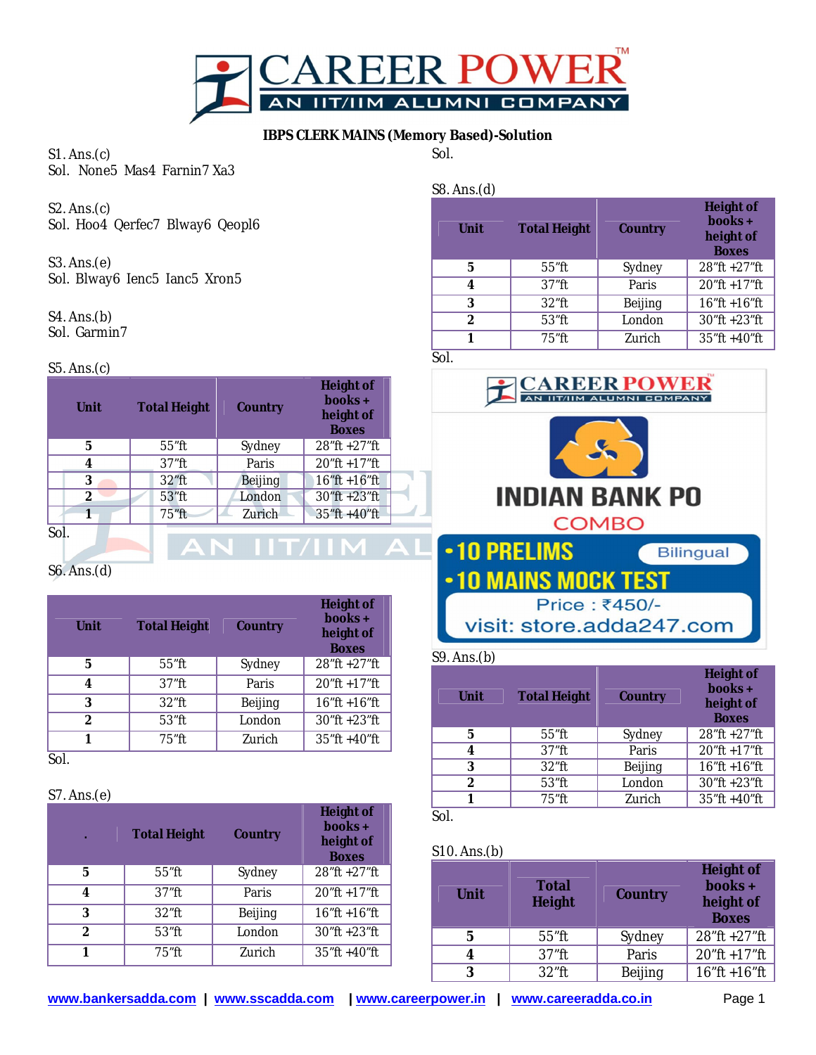# IBPS CLERK MAINS (Memory Based)-Solution

S1. Ans.(c)
Sol. None5 Mas4 Farnin7 Xa3

S2. Ans.(c)
Sol. Hoo4 Qerfec7 Blway6 Qeopl6

S3. Ans.(e)
Sol. Blway6 Ienc5 Ianc5 Xron5

S4. Ans.(b)
Sol. Garmin7

S5. Ans.(c)
Sol.

| Unit | Total Height | Country | Height of books + height of Boxes |
|---|---|---|---|
| 5 | 55"ft | Sydney | 28"ft +27"ft |
| 4 | 37"ft | Paris | 20"ft +17"ft |
| 3 | 32"ft | Beijing | 16"ft +16"ft |
| 2 | 53"ft | London | 30"ft +23"ft |
| 1 | 75"ft | Zurich | 35"ft +40"ft |

S6. Ans.(d)
Sol.

| Unit | Total Height | Country | Height of books + height of Boxes |
|---|---|---|---|
| 5 | 55"ft | Sydney | 28"ft +27"ft |
| 4 | 37"ft | Paris | 20"ft +17"ft |
| 3 | 32"ft | Beijing | 16"ft +16"ft |
| 2 | 53"ft | London | 30"ft +23"ft |
| 1 | 75"ft | Zurich | 35"ft +40"ft |

S7. Ans.(e)
Sol.

| . | Total Height | Country | Height of books + height of Boxes |
|---|---|---|---|
| 5 | 55"ft | Sydney | 28"ft +27"ft |
| 4 | 37"ft | Paris | 20"ft +17"ft |
| 3 | 32"ft | Beijing | 16"ft +16"ft |
| 2 | 53"ft | London | 30"ft +23"ft |
| 1 | 75"ft | Zurich | 35"ft +40"ft |

S8. Ans.(d)
Sol.

| Unit | Total Height | Country | Height of books + height of Boxes |
|---|---|---|---|
| 5 | 55"ft | Sydney | 28"ft +27"ft |
| 4 | 37"ft | Paris | 20"ft +17"ft |
| 3 | 32"ft | Beijing | 16"ft +16"ft |
| 2 | 53"ft | London | 30"ft +23"ft |
| 1 | 75"ft | Zurich | 35"ft +40"ft |

INDIAN BANK PO COMBO
• 10 PRELIMS Bilingual
• 10 MAINS MOCK TEST
Price : ₹450/-
visit: store.adda247.com

S9. Ans.(b)
Sol.

| Unit | Total Height | Country | Height of books + height of Boxes |
|---|---|---|---|
| 5 | 55"ft | Sydney | 28"ft +27"ft |
| 4 | 37"ft | Paris | 20"ft +17"ft |
| 3 | 32"ft | Beijing | 16"ft +16"ft |
| 2 | 53"ft | London | 30"ft +23"ft |
| 1 | 75"ft | Zurich | 35"ft +40"ft |

S10. Ans.(b)

| Unit | Total Height | Country | Height of books + height of Boxes |
|---|---|---|---|
| 5 | 55"ft | Sydney | 28"ft +27"ft |
| 4 | 37"ft | Paris | 20"ft +17"ft |
| 3 | 32"ft | Beijing | 16"ft +16"ft |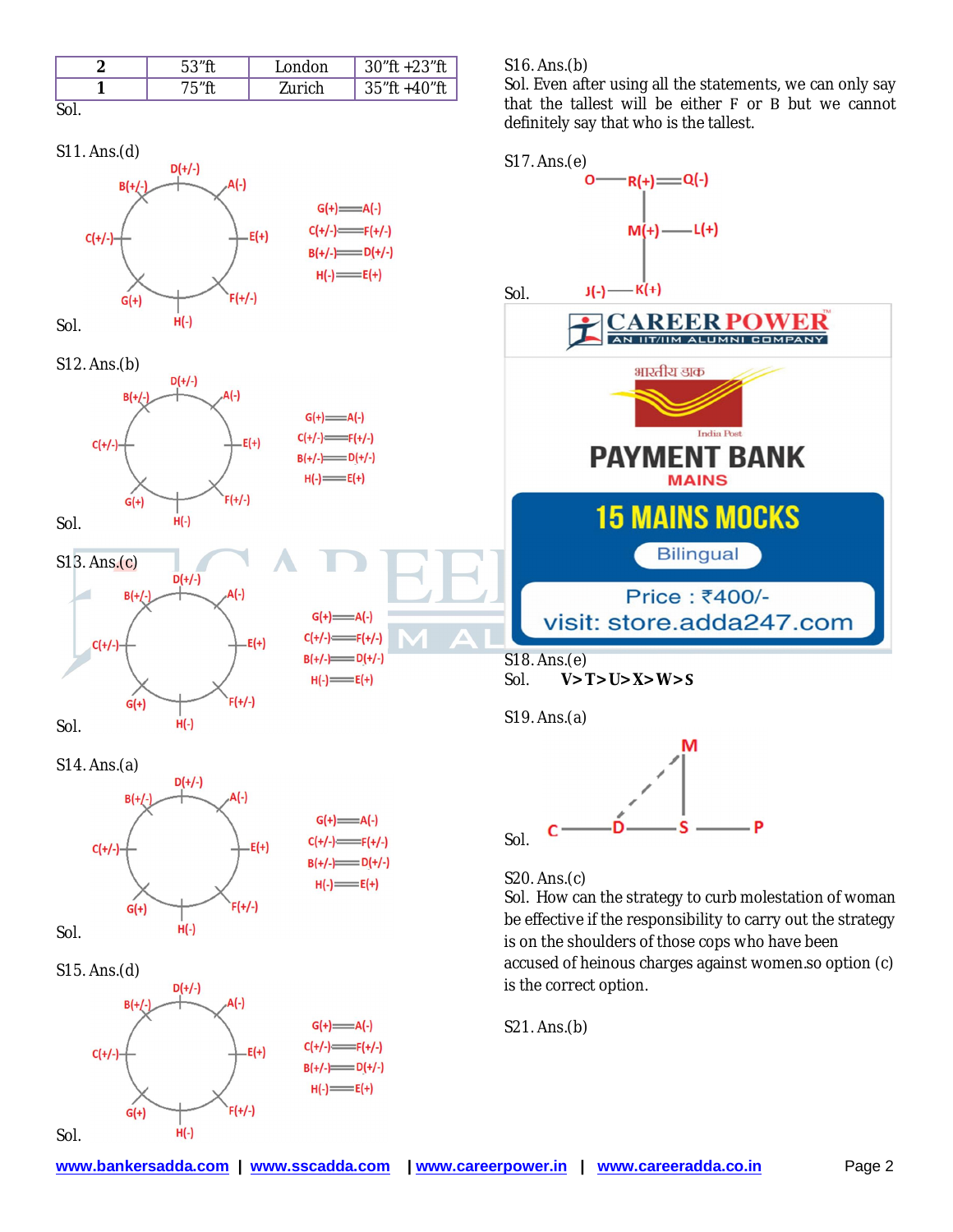| 2 | 53"ft | London | 30"ft +23"ft |
|---|---|---|---|
| 1 | 75"ft | Zurich | 35"ft +40"ft |

Sol.

S11. Ans.(d)

Sol.

S12. Ans.(b)

Sol.

S13. Ans.(c)

Sol.

S14. Ans.(a)

Sol.

S15. Ans.(d)

Sol.

S16. Ans.(b)

Sol. Even after using all the statements, we can only say that the tallest will be either F or B but we cannot definitely say that who is the tallest.

S17. Ans.(e)

Sol.

S18. Ans.(e)

Sol. **V>T>U>X>W>S**

S19. Ans.(a)

Sol.

S20. Ans.(c)

Sol. How can the strategy to curb molestation of woman be effective if the responsibility to carry out the strategy is on the shoulders of those cops who have been accused of heinous charges against women.so option (c) is the correct option.

S21. Ans.(b)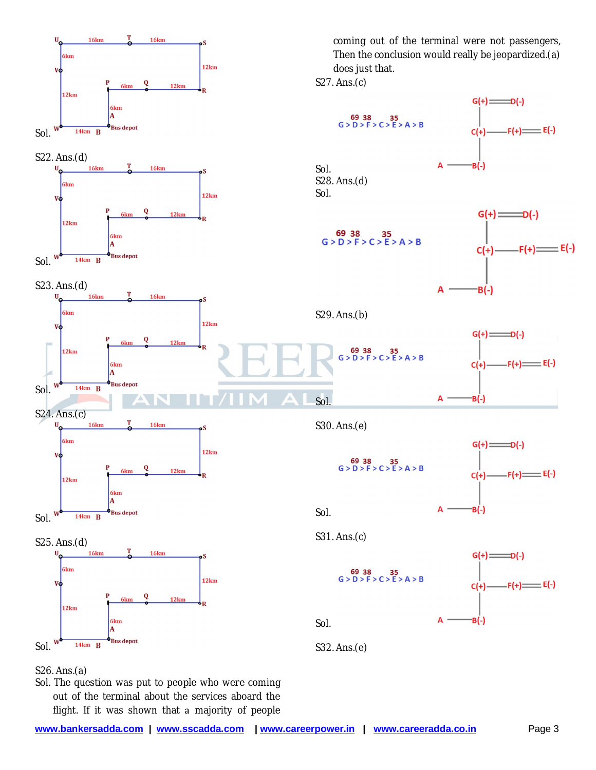Sol.

S22. Ans.(d)

Sol.

S23. Ans.(d)

Sol.

S24. Ans.(c)

Sol.

S25. Ans.(d)

Sol.

S26. Ans.(a)

Sol. The question was put to people who were coming out of the terminal about the services aboard the flight. If it was shown that a majority of people coming out of the terminal were not passengers, Then the conclusion would really be jeopardized.(a) does just that.

S27. Ans.(c)

Sol.

S28. Ans.(d)

Sol.

S29. Ans.(b)

Sol.

S30. Ans.(e)

Sol.

S31. Ans.(c)

Sol.

S32. Ans.(e)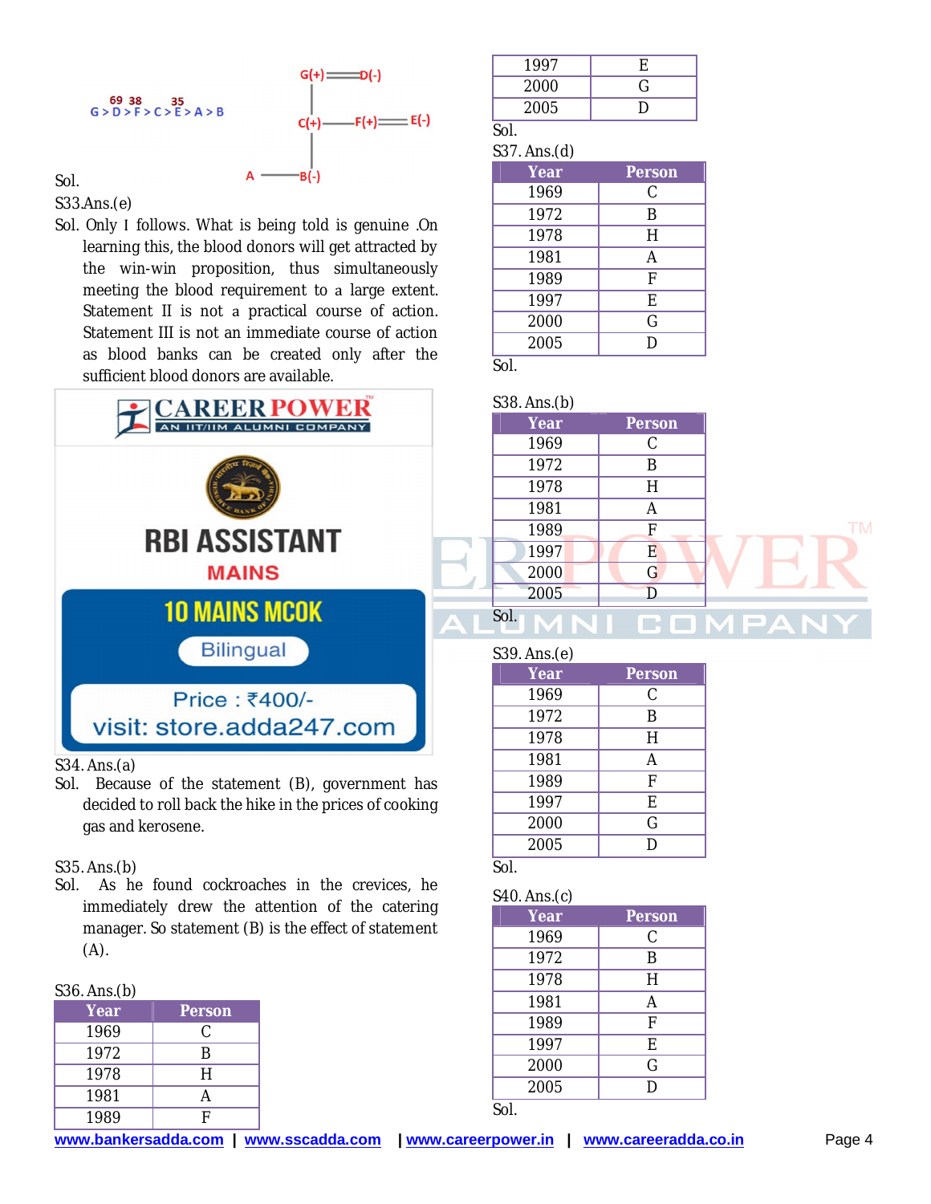69 38 35
G > D > F > C > E > A > B

G(+) — D(-)
C(+) — F(+) — E(-)
A — B(-)

Sol.

S33.Ans.(e)

Sol. Only I follows. What is being told is genuine .On learning this, the blood donors will get attracted by the win-win proposition, thus simultaneously meeting the blood requirement to a large extent. Statement II is not a practical course of action. Statement III is not an immediate course of action as blood banks can be created only after the sufficient blood donors are available.

CAREER POWER
AN IIT/IIM ALUMNI COMPANY

RBI ASSISTANT
MAINS
10 MAINS MCOK
Bilingual
Price : ₹400/-
visit: store.adda247.com

S34. Ans.(a)

Sol. Because of the statement (B), government has decided to roll back the hike in the prices of cooking gas and kerosene.

S35. Ans.(b)

Sol. As he found cockroaches in the crevices, he immediately drew the attention of the catering manager. So statement (B) is the effect of statement (A).

S36. Ans.(b)

| Year | Person |
|---|---|
| 1969 | C |
| 1972 | B |
| 1978 | H |
| 1981 | A |
| 1989 | F |
| 1997 | E |
| 2000 | G |
| 2005 | D |

Sol.

S37. Ans.(d)

| Year | Person |
|---|---|
| 1969 | C |
| 1972 | B |
| 1978 | H |
| 1981 | A |
| 1989 | F |
| 1997 | E |
| 2000 | G |
| 2005 | D |

Sol.

S38. Ans.(b)

| Year | Person |
|---|---|
| 1969 | C |
| 1972 | B |
| 1978 | H |
| 1981 | A |
| 1989 | F |
| 1997 | E |
| 2000 | G |
| 2005 | D |

Sol.

S39. Ans.(e)

| Year | Person |
|---|---|
| 1969 | C |
| 1972 | B |
| 1978 | H |
| 1981 | A |
| 1989 | F |
| 1997 | E |
| 2000 | G |
| 2005 | D |

Sol.

S40. Ans.(c)

| Year | Person |
|---|---|
| 1969 | C |
| 1972 | B |
| 1978 | H |
| 1981 | A |
| 1989 | F |
| 1997 | E |
| 2000 | G |
| 2005 | D |

Sol.